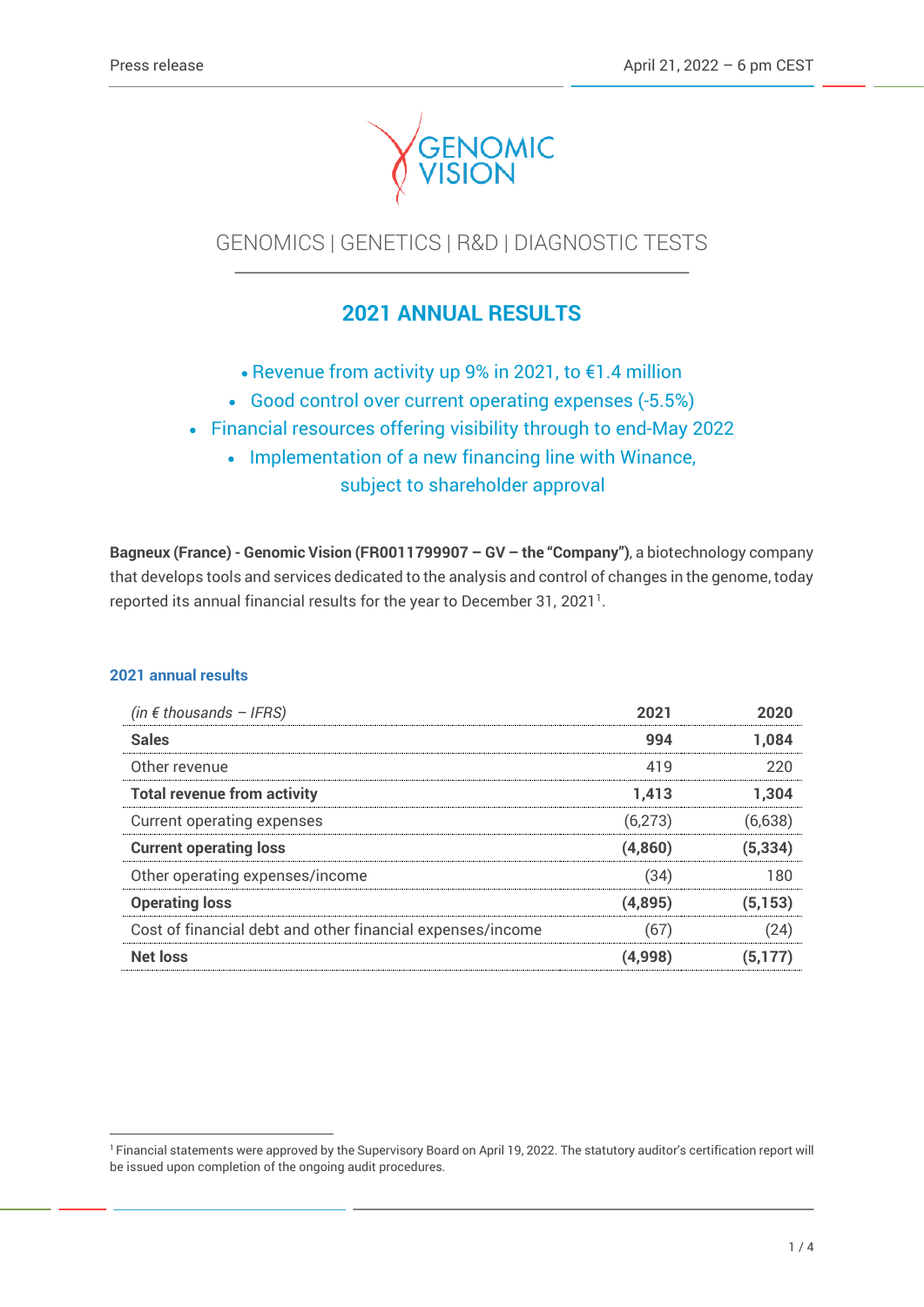Press release

April 21, 2022 – 6 pm CEST

GENOMIC VISION

GENOMICS | GENETICS | R&D | DIAGNOSTIC TESTS

# 2021 ANNUAL RESULTS

- Revenue from activity up 9% in 2021, to €1.4 million
- Good control over current operating expenses (-5.5%)
- Financial resources offering visibility through to end-May 2022
- Implementation of a new financing line with Winance, subject to shareholder approval

**Bagneux (France) - Genomic Vision (FR0011799907 – GV – the "Company")**, a biotechnology company that develops tools and services dedicated to the analysis and control of changes in the genome, today reported its annual financial results for the year to December 31, 2021[1].

## 2021 annual results

| *(in € thousands – IFRS)* | **2021** | **2020** |
|---|---|---|
| **Sales** | **994** | **1,084** |
| Other revenue | 419 | 220 |
| **Total revenue from activity** | **1,413** | **1,304** |
| Current operating expenses | (6,273) | (6,638) |
| **Current operating loss** | **(4,860)** | **(5,334)** |
| Other operating expenses/income | (34) | 180 |
| **Operating loss** | **(4,895)** | **(5,153)** |
| Cost of financial debt and other financial expenses/income | (67) | (24) |
| **Net loss** | **(4,998)** | **(5,177)** |

[1] Financial statements were approved by the Supervisory Board on April 19, 2022. The statutory auditor's certification report will be issued upon completion of the ongoing audit procedures.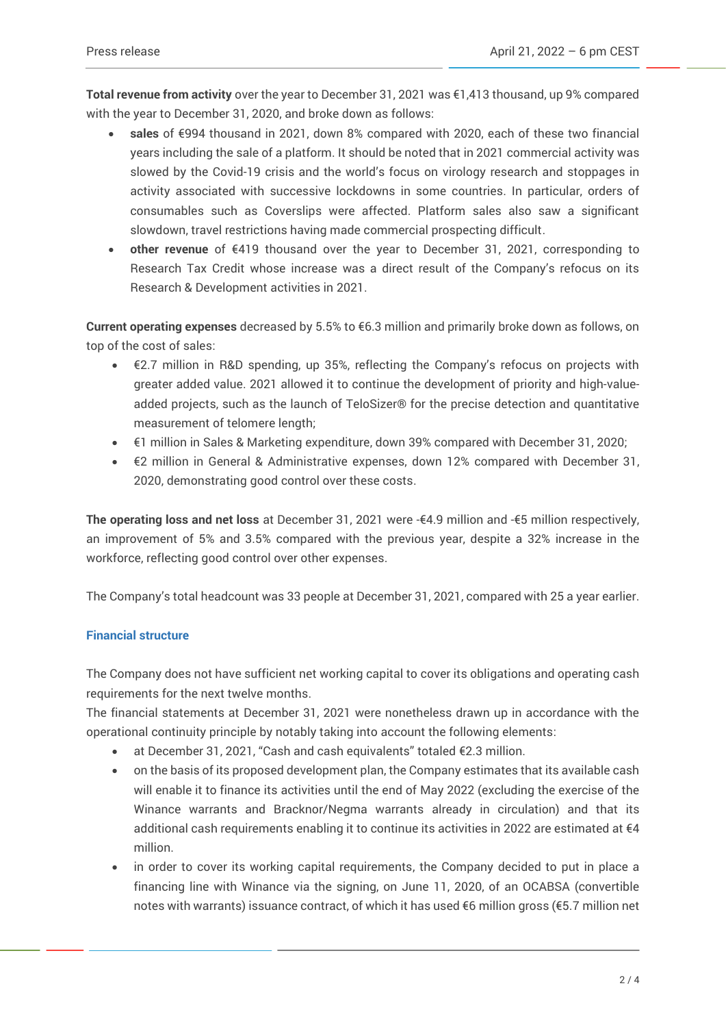**Total revenue from activity** over the year to December 31, 2021 was €1,413 thousand, up 9% compared with the year to December 31, 2020, and broke down as follows:

- **sales** of €994 thousand in 2021, down 8% compared with 2020, each of these two financial years including the sale of a platform. It should be noted that in 2021 commercial activity was slowed by the Covid-19 crisis and the world's focus on virology research and stoppages in activity associated with successive lockdowns in some countries. In particular, orders of consumables such as Coverslips were affected. Platform sales also saw a significant slowdown, travel restrictions having made commercial prospecting difficult.
- **other revenue** of €419 thousand over the year to December 31, 2021, corresponding to Research Tax Credit whose increase was a direct result of the Company's refocus on its Research & Development activities in 2021.

**Current operating expenses** decreased by 5.5% to €6.3 million and primarily broke down as follows, on top of the cost of sales:

- €2.7 million in R&D spending, up 35%, reflecting the Company's refocus on projects with greater added value. 2021 allowed it to continue the development of priority and high-value-added projects, such as the launch of TeloSizer® for the precise detection and quantitative measurement of telomere length;
- €1 million in Sales & Marketing expenditure, down 39% compared with December 31, 2020;
- €2 million in General & Administrative expenses, down 12% compared with December 31, 2020, demonstrating good control over these costs.

**The operating loss and net loss** at December 31, 2021 were -€4.9 million and -€5 million respectively, an improvement of 5% and 3.5% compared with the previous year, despite a 32% increase in the workforce, reflecting good control over other expenses.

The Company's total headcount was 33 people at December 31, 2021, compared with 25 a year earlier.

### Financial structure

The Company does not have sufficient net working capital to cover its obligations and operating cash requirements for the next twelve months.
The financial statements at December 31, 2021 were nonetheless drawn up in accordance with the operational continuity principle by notably taking into account the following elements:

- at December 31, 2021, "Cash and cash equivalents" totaled €2.3 million.
- on the basis of its proposed development plan, the Company estimates that its available cash will enable it to finance its activities until the end of May 2022 (excluding the exercise of the Winance warrants and Bracknor/Negma warrants already in circulation) and that its additional cash requirements enabling it to continue its activities in 2022 are estimated at €4 million.
- in order to cover its working capital requirements, the Company decided to put in place a financing line with Winance via the signing, on June 11, 2020, of an OCABSA (convertible notes with warrants) issuance contract, of which it has used €6 million gross (€5.7 million net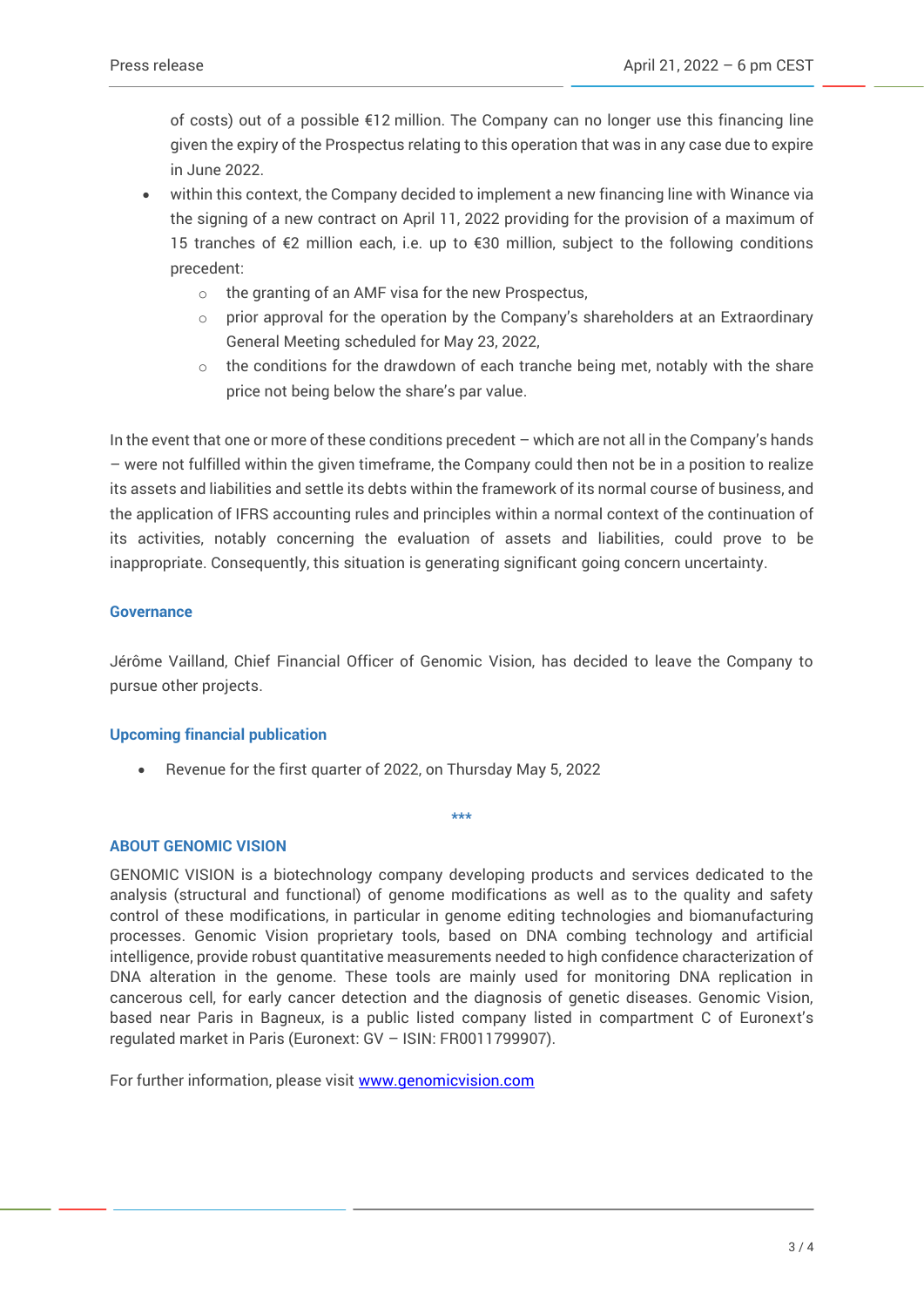of costs) out of a possible €12 million. The Company can no longer use this financing line given the expiry of the Prospectus relating to this operation that was in any case due to expire in June 2022.

- within this context, the Company decided to implement a new financing line with Winance via the signing of a new contract on April 11, 2022 providing for the provision of a maximum of 15 tranches of €2 million each, i.e. up to €30 million, subject to the following conditions precedent:
    - the granting of an AMF visa for the new Prospectus,
    - prior approval for the operation by the Company's shareholders at an Extraordinary General Meeting scheduled for May 23, 2022,
    - the conditions for the drawdown of each tranche being met, notably with the share price not being below the share's par value.

In the event that one or more of these conditions precedent – which are not all in the Company's hands – were not fulfilled within the given timeframe, the Company could then not be in a position to realize its assets and liabilities and settle its debts within the framework of its normal course of business, and the application of IFRS accounting rules and principles within a normal context of the continuation of its activities, notably concerning the evaluation of assets and liabilities, could prove to be inappropriate. Consequently, this situation is generating significant going concern uncertainty.

**Governance**

Jérôme Vailland, Chief Financial Officer of Genomic Vision, has decided to leave the Company to pursue other projects.

**Upcoming financial publication**

- Revenue for the first quarter of 2022, on Thursday May 5, 2022

***

**ABOUT GENOMIC VISION**

GENOMIC VISION is a biotechnology company developing products and services dedicated to the analysis (structural and functional) of genome modifications as well as to the quality and safety control of these modifications, in particular in genome editing technologies and biomanufacturing processes. Genomic Vision proprietary tools, based on DNA combing technology and artificial intelligence, provide robust quantitative measurements needed to high confidence characterization of DNA alteration in the genome. These tools are mainly used for monitoring DNA replication in cancerous cell, for early cancer detection and the diagnosis of genetic diseases. Genomic Vision, based near Paris in Bagneux, is a public listed company listed in compartment C of Euronext's regulated market in Paris (Euronext: GV – ISIN: FR0011799907).

For further information, please visit [www.genomicvision.com](http://www.genomicvision.com)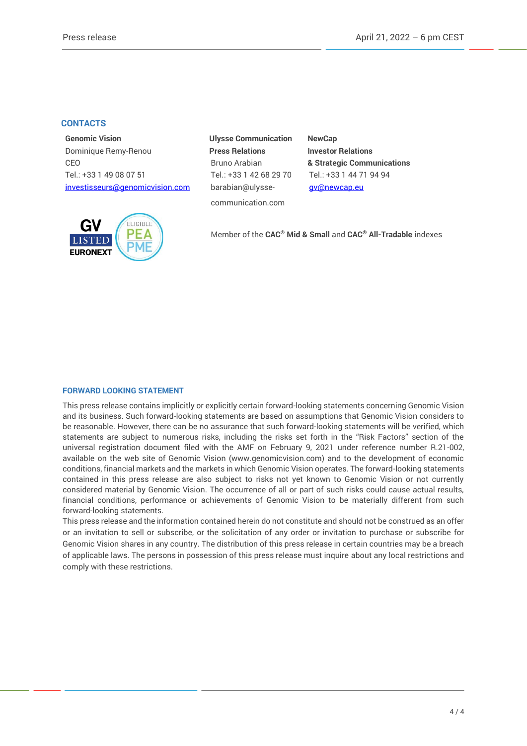## CONTACTS

**Genomic Vision**
Dominique Remy-Renou
CEO
Tel.: +33 1 49 08 07 51
investisseurs@genomicvision.com

**Ulysse Communication**
**Press Relations**
Bruno Arabian
Tel.: +33 1 42 68 29 70
barabian@ulysse-communication.com

**NewCap**
**Investor Relations**
**& Strategic Communications**
Tel.: +33 1 44 71 94 94
gv@newcap.eu

GV LISTED EURONEXT — ELIGIBLE PEA PME

Member of the **CAC® Mid & Small** and **CAC® All-Tradable** indexes

## FORWARD LOOKING STATEMENT

This press release contains implicitly or explicitly certain forward-looking statements concerning Genomic Vision and its business. Such forward-looking statements are based on assumptions that Genomic Vision considers to be reasonable. However, there can be no assurance that such forward-looking statements will be verified, which statements are subject to numerous risks, including the risks set forth in the "Risk Factors" section of the universal registration document filed with the AMF on February 9, 2021 under reference number R.21-002, available on the web site of Genomic Vision (www.genomicvision.com) and to the development of economic conditions, financial markets and the markets in which Genomic Vision operates. The forward-looking statements contained in this press release are also subject to risks not yet known to Genomic Vision or not currently considered material by Genomic Vision. The occurrence of all or part of such risks could cause actual results, financial conditions, performance or achievements of Genomic Vision to be materially different from such forward-looking statements.
This press release and the information contained herein do not constitute and should not be construed as an offer or an invitation to sell or subscribe, or the solicitation of any order or invitation to purchase or subscribe for Genomic Vision shares in any country. The distribution of this press release in certain countries may be a breach of applicable laws. The persons in possession of this press release must inquire about any local restrictions and comply with these restrictions.